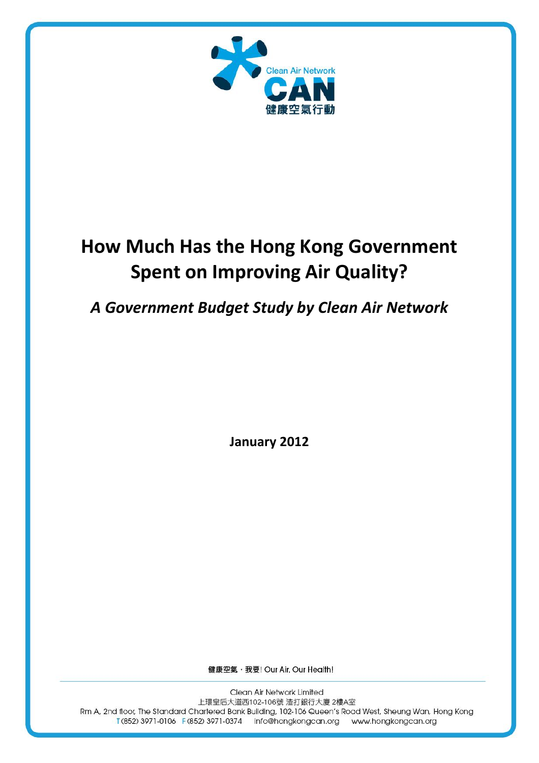Clean Air Network

CAN

健康空氣行動

# How Much Has the Hong Kong Government Spent on Improving Air Quality?

## *A Government Budget Study by Clean Air Network*

**January 2012**

健康空氣，我要! Our Air, Our Health!

Clean Air Network Limited

上環皇后大道西102-106號 渣打銀行大廈 2樓A室

Rm A, 2nd floor, The Standard Chartered Bank Building, 102-106 Queen's Road West, Sheung Wan, Hong Kong

T (852) 3971-0106 F (852) 3971-0374 info@hongkongcan.org www.hongkongcan.org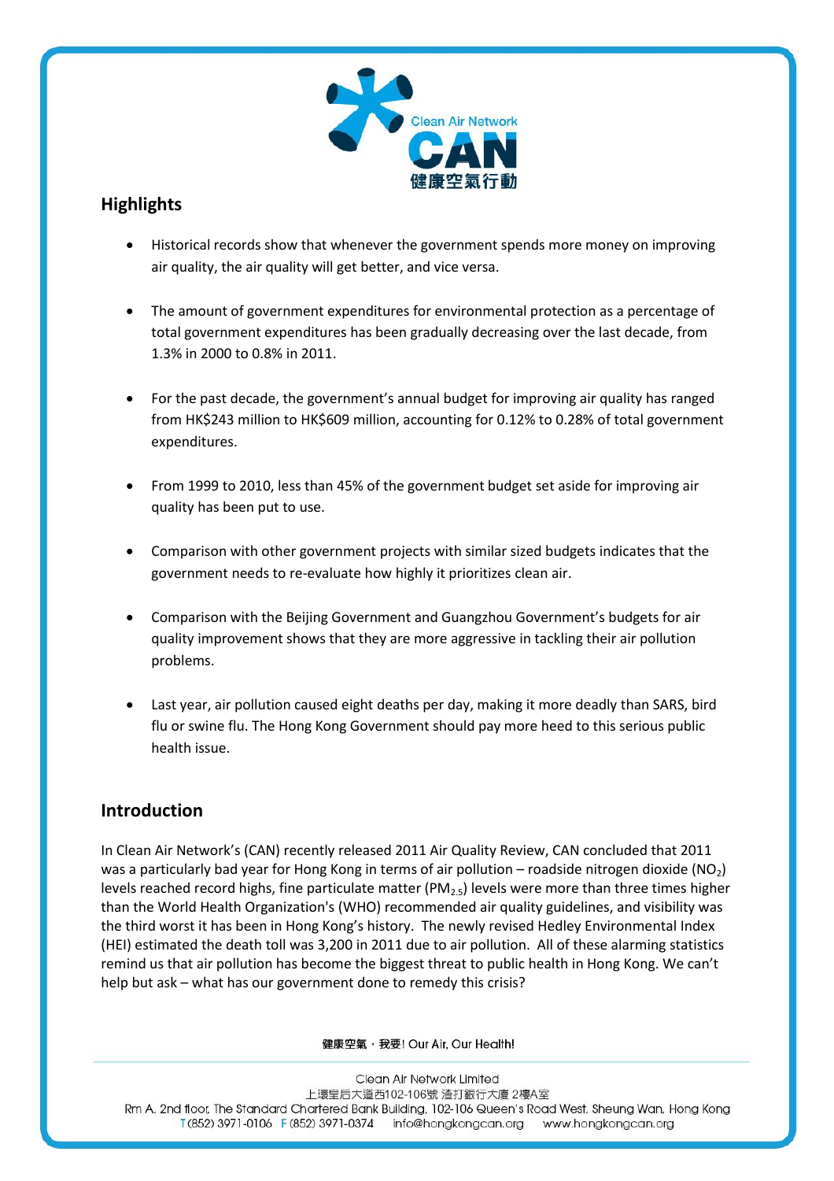## Highlights

- Historical records show that whenever the government spends more money on improving air quality, the air quality will get better, and vice versa.
- The amount of government expenditures for environmental protection as a percentage of total government expenditures has been gradually decreasing over the last decade, from 1.3% in 2000 to 0.8% in 2011.
- For the past decade, the government's annual budget for improving air quality has ranged from HK$243 million to HK$609 million, accounting for 0.12% to 0.28% of total government expenditures.
- From 1999 to 2010, less than 45% of the government budget set aside for improving air quality has been put to use.
- Comparison with other government projects with similar sized budgets indicates that the government needs to re-evaluate how highly it prioritizes clean air.
- Comparison with the Beijing Government and Guangzhou Government's budgets for air quality improvement shows that they are more aggressive in tackling their air pollution problems.
- Last year, air pollution caused eight deaths per day, making it more deadly than SARS, bird flu or swine flu. The Hong Kong Government should pay more heed to this serious public health issue.

## Introduction

In Clean Air Network's (CAN) recently released 2011 Air Quality Review, CAN concluded that 2011 was a particularly bad year for Hong Kong in terms of air pollution – roadside nitrogen dioxide ($NO_2$) levels reached record highs, fine particulate matter ($PM_{2.5}$) levels were more than three times higher than the World Health Organization's (WHO) recommended air quality guidelines, and visibility was the third worst it has been in Hong Kong's history. The newly revised Hedley Environmental Index (HEI) estimated the death toll was 3,200 in 2011 due to air pollution. All of these alarming statistics remind us that air pollution has become the biggest threat to public health in Hong Kong. We can't help but ask – what has our government done to remedy this crisis?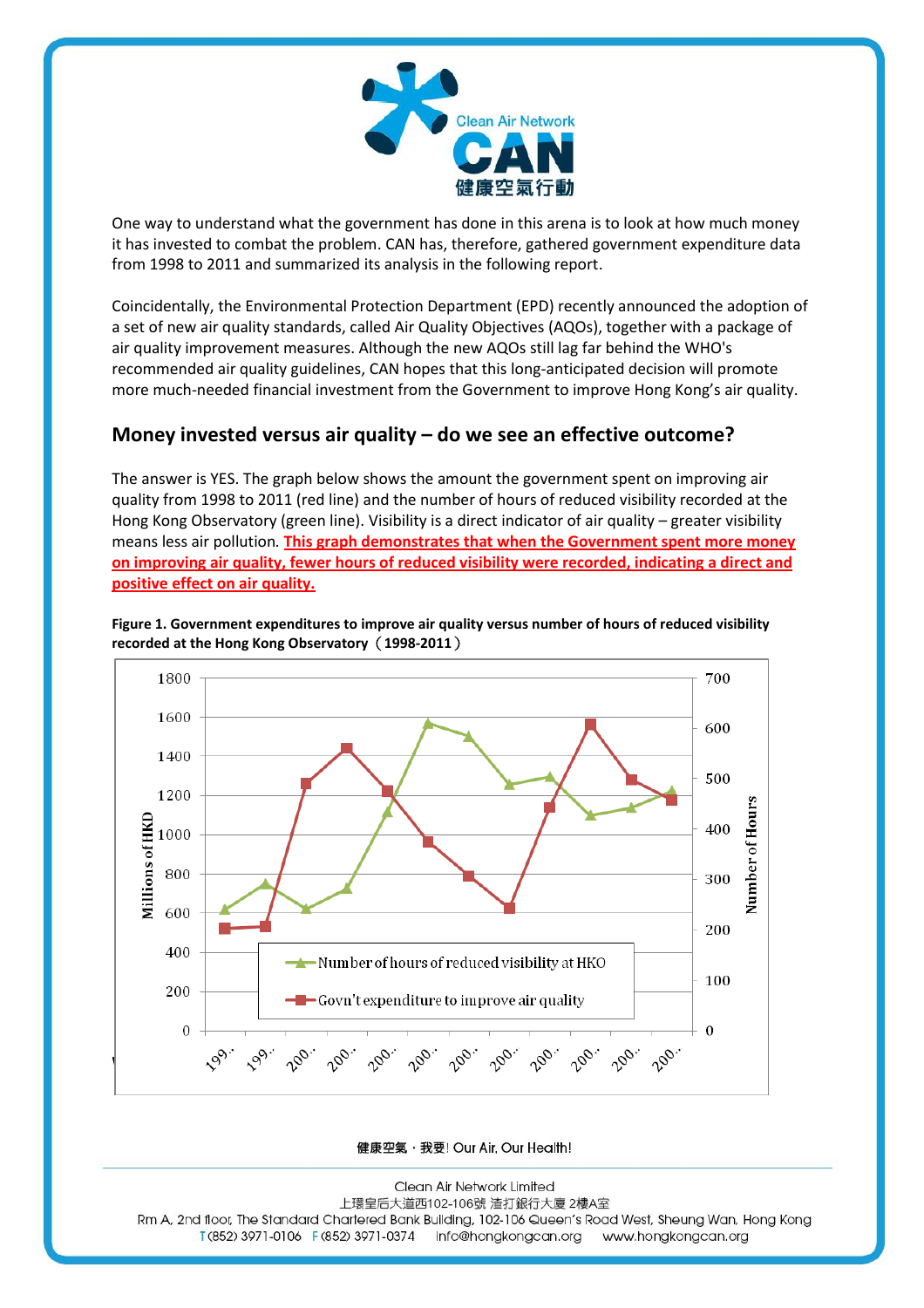One way to understand what the government has done in this arena is to look at how much money it has invested to combat the problem. CAN has, therefore, gathered government expenditure data from 1998 to 2011 and summarized its analysis in the following report.

Coincidentally, the Environmental Protection Department (EPD) recently announced the adoption of a set of new air quality standards, called Air Quality Objectives (AQOs), together with a package of air quality improvement measures. Although the new AQOs still lag far behind the WHO's recommended air quality guidelines, CAN hopes that this long-anticipated decision will promote more much-needed financial investment from the Government to improve Hong Kong's air quality.

## Money invested versus air quality – do we see an effective outcome?

The answer is YES. The graph below shows the amount the government spent on improving air quality from 1998 to 2011 (red line) and the number of hours of reduced visibility recorded at the Hong Kong Observatory (green line). Visibility is a direct indicator of air quality – greater visibility means less air pollution. **This graph demonstrates that when the Government spent more money on improving air quality, fewer hours of reduced visibility were recorded, indicating a direct and positive effect on air quality.**

**Figure 1. Government expenditures to improve air quality versus number of hours of reduced visibility recorded at the Hong Kong Observatory（1998-2011）**

健康空氣，我要! Our Air, Our Health!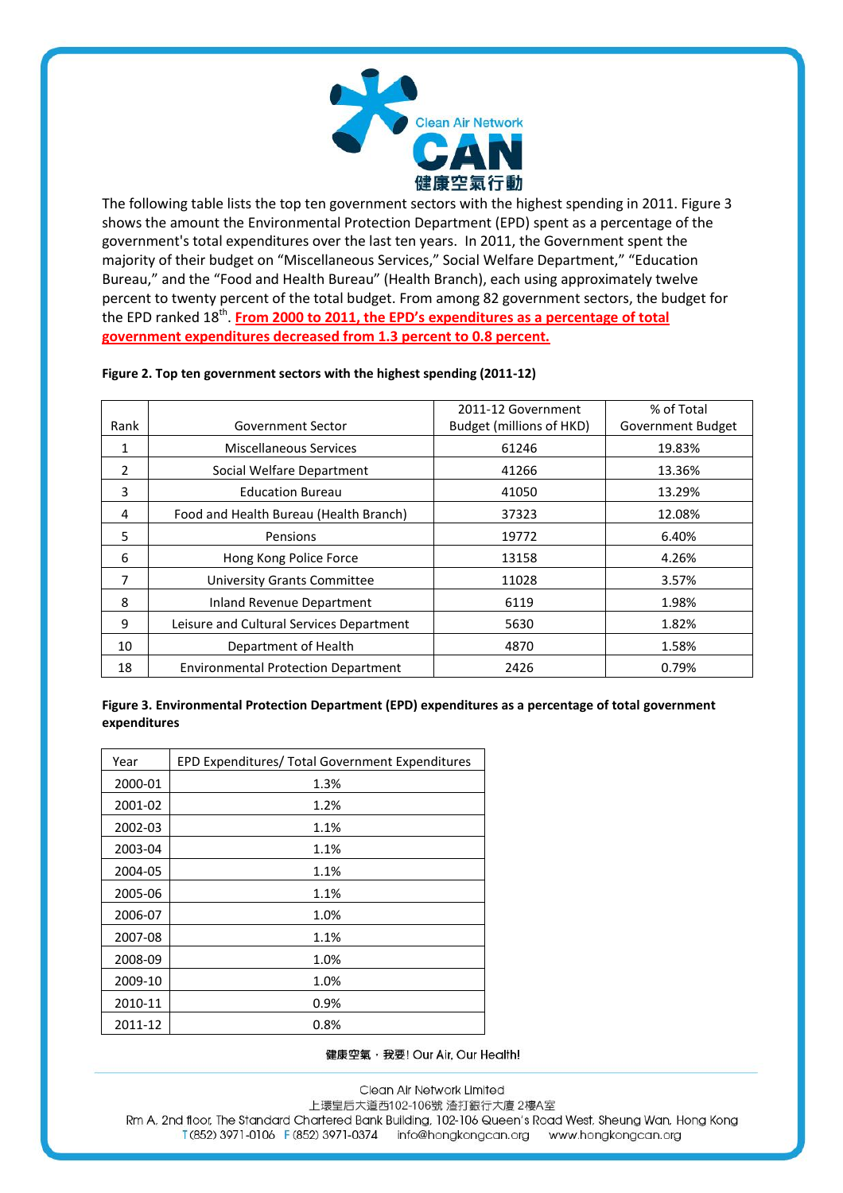The following table lists the top ten government sectors with the highest spending in 2011. Figure 3 shows the amount the Environmental Protection Department (EPD) spent as a percentage of the government's total expenditures over the last ten years. In 2011, the Government spent the majority of their budget on "Miscellaneous Services," Social Welfare Department," "Education Bureau," and the "Food and Health Bureau" (Health Branch), each using approximately twelve percent to twenty percent of the total budget. From among 82 government sectors, the budget for the EPD ranked 18th. **From 2000 to 2011, the EPD's expenditures as a percentage of total government expenditures decreased from 1.3 percent to 0.8 percent.**

**Figure 2. Top ten government sectors with the highest spending (2011-12)**

| Rank | Government Sector | 2011-12 Government Budget (millions of HKD) | % of Total Government Budget |
|---|---|---|---|
| 1 | Miscellaneous Services | 61246 | 19.83% |
| 2 | Social Welfare Department | 41266 | 13.36% |
| 3 | Education Bureau | 41050 | 13.29% |
| 4 | Food and Health Bureau (Health Branch) | 37323 | 12.08% |
| 5 | Pensions | 19772 | 6.40% |
| 6 | Hong Kong Police Force | 13158 | 4.26% |
| 7 | University Grants Committee | 11028 | 3.57% |
| 8 | Inland Revenue Department | 6119 | 1.98% |
| 9 | Leisure and Cultural Services Department | 5630 | 1.82% |
| 10 | Department of Health | 4870 | 1.58% |
| 18 | Environmental Protection Department | 2426 | 0.79% |

**Figure 3. Environmental Protection Department (EPD) expenditures as a percentage of total government expenditures**

| Year | EPD Expenditures/ Total Government Expenditures |
|---|---|
| 2000-01 | 1.3% |
| 2001-02 | 1.2% |
| 2002-03 | 1.1% |
| 2003-04 | 1.1% |
| 2004-05 | 1.1% |
| 2005-06 | 1.1% |
| 2006-07 | 1.0% |
| 2007-08 | 1.1% |
| 2008-09 | 1.0% |
| 2009-10 | 1.0% |
| 2010-11 | 0.9% |
| 2011-12 | 0.8% |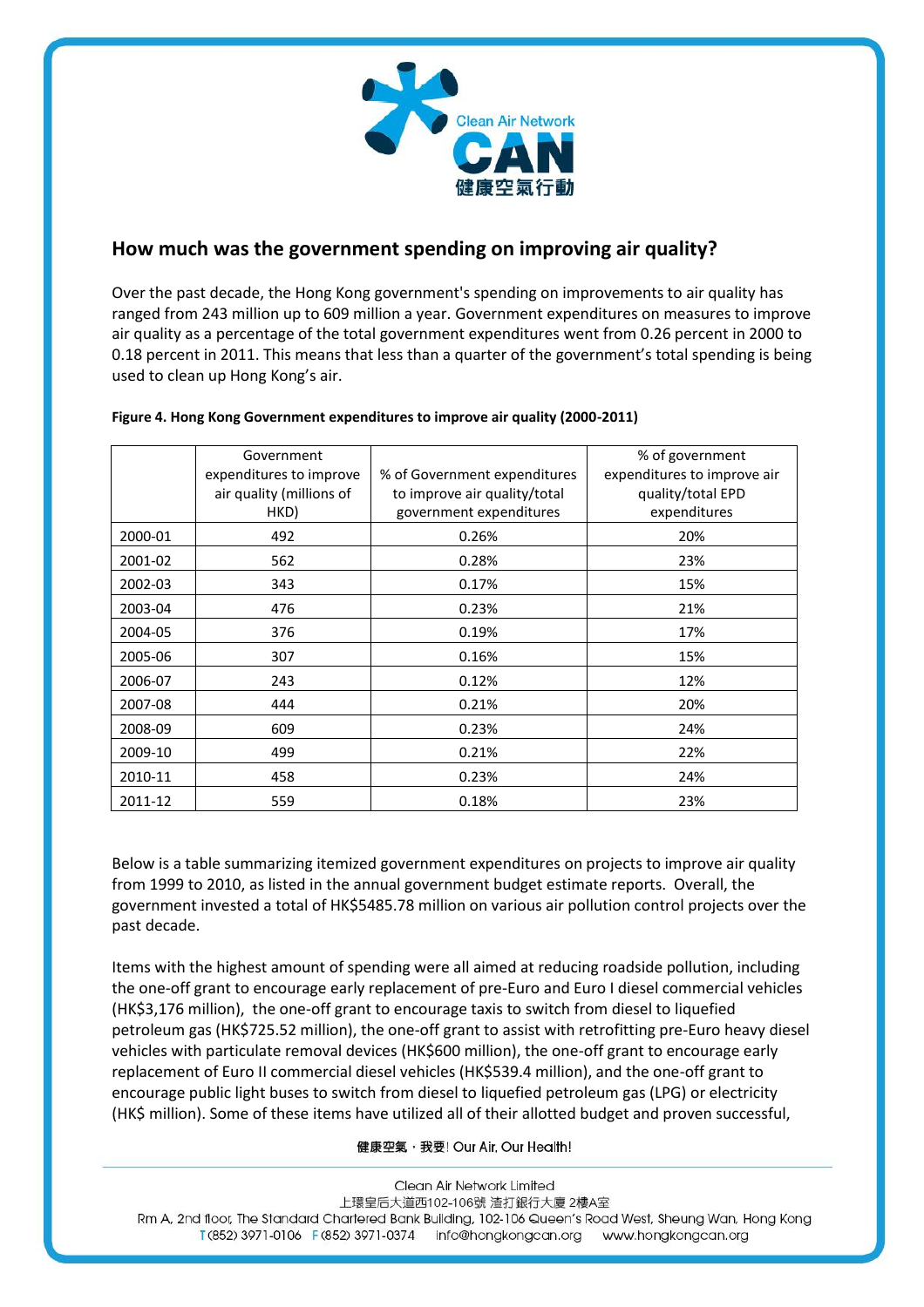## How much was the government spending on improving air quality?

Over the past decade, the Hong Kong government's spending on improvements to air quality has ranged from 243 million up to 609 million a year. Government expenditures on measures to improve air quality as a percentage of the total government expenditures went from 0.26 percent in 2000 to 0.18 percent in 2011. This means that less than a quarter of the government's total spending is being used to clean up Hong Kong's air.

**Figure 4. Hong Kong Government expenditures to improve air quality (2000-2011)**

| | Government expenditures to improve air quality (millions of HKD) | % of Government expenditures to improve air quality/total government expenditures | % of government expenditures to improve air quality/total EPD expenditures |
|---|---|---|---|
| 2000-01 | 492 | 0.26% | 20% |
| 2001-02 | 562 | 0.28% | 23% |
| 2002-03 | 343 | 0.17% | 15% |
| 2003-04 | 476 | 0.23% | 21% |
| 2004-05 | 376 | 0.19% | 17% |
| 2005-06 | 307 | 0.16% | 15% |
| 2006-07 | 243 | 0.12% | 12% |
| 2007-08 | 444 | 0.21% | 20% |
| 2008-09 | 609 | 0.23% | 24% |
| 2009-10 | 499 | 0.21% | 22% |
| 2010-11 | 458 | 0.23% | 24% |
| 2011-12 | 559 | 0.18% | 23% |

Below is a table summarizing itemized government expenditures on projects to improve air quality from 1999 to 2010, as listed in the annual government budget estimate reports. Overall, the government invested a total of HK$5485.78 million on various air pollution control projects over the past decade.

Items with the highest amount of spending were all aimed at reducing roadside pollution, including the one-off grant to encourage early replacement of pre-Euro and Euro I diesel commercial vehicles (HK$3,176 million), the one-off grant to encourage taxis to switch from diesel to liquefied petroleum gas (HK$725.52 million), the one-off grant to assist with retrofitting pre-Euro heavy diesel vehicles with particulate removal devices (HK$600 million), the one-off grant to encourage early replacement of Euro II commercial diesel vehicles (HK$539.4 million), and the one-off grant to encourage public light buses to switch from diesel to liquefied petroleum gas (LPG) or electricity (HK$ million). Some of these items have utilized all of their allotted budget and proven successful,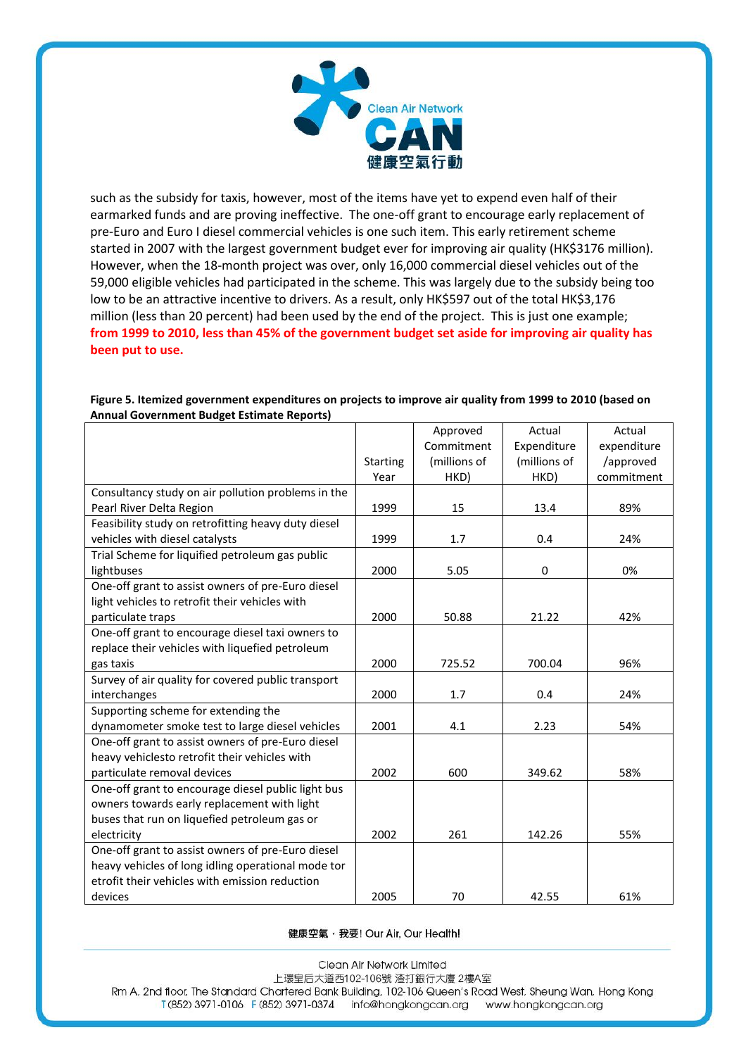such as the subsidy for taxis, however, most of the items have yet to expend even half of their earmarked funds and are proving ineffective. The one-off grant to encourage early replacement of pre-Euro and Euro I diesel commercial vehicles is one such item. This early retirement scheme started in 2007 with the largest government budget ever for improving air quality (HK$3176 million). However, when the 18-month project was over, only 16,000 commercial diesel vehicles out of the 59,000 eligible vehicles had participated in the scheme. This was largely due to the subsidy being too low to be an attractive incentive to drivers. As a result, only HK$597 out of the total HK$3,176 million (less than 20 percent) had been used by the end of the project. This is just one example; **from 1999 to 2010, less than 45% of the government budget set aside for improving air quality has been put to use.**

**Figure 5. Itemized government expenditures on projects to improve air quality from 1999 to 2010 (based on Annual Government Budget Estimate Reports)**

| | Starting Year | Approved Commitment (millions of HKD) | Actual Expenditure (millions of HKD) | Actual expenditure /approved commitment |
|---|---|---|---|---|
| Consultancy study on air pollution problems in the Pearl River Delta Region | 1999 | 15 | 13.4 | 89% |
| Feasibility study on retrofitting heavy duty diesel vehicles with diesel catalysts | 1999 | 1.7 | 0.4 | 24% |
| Trial Scheme for liquified petroleum gas public lightbuses | 2000 | 5.05 | 0 | 0% |
| One-off grant to assist owners of pre-Euro diesel light vehicles to retrofit their vehicles with particulate traps | 2000 | 50.88 | 21.22 | 42% |
| One-off grant to encourage diesel taxi owners to replace their vehicles with liquefied petroleum gas taxis | 2000 | 725.52 | 700.04 | 96% |
| Survey of air quality for covered public transport interchanges | 2000 | 1.7 | 0.4 | 24% |
| Supporting scheme for extending the dynamometer smoke test to large diesel vehicles | 2001 | 4.1 | 2.23 | 54% |
| One-off grant to assist owners of pre-Euro diesel heavy vehiclesto retrofit their vehicles with particulate removal devices | 2002 | 600 | 349.62 | 58% |
| One-off grant to encourage diesel public light bus owners towards early replacement with light buses that run on liquefied petroleum gas or electricity | 2002 | 261 | 142.26 | 55% |
| One-off grant to assist owners of pre-Euro diesel heavy vehicles of long idling operational mode tor etrofit their vehicles with emission reduction devices | 2005 | 70 | 42.55 | 61% |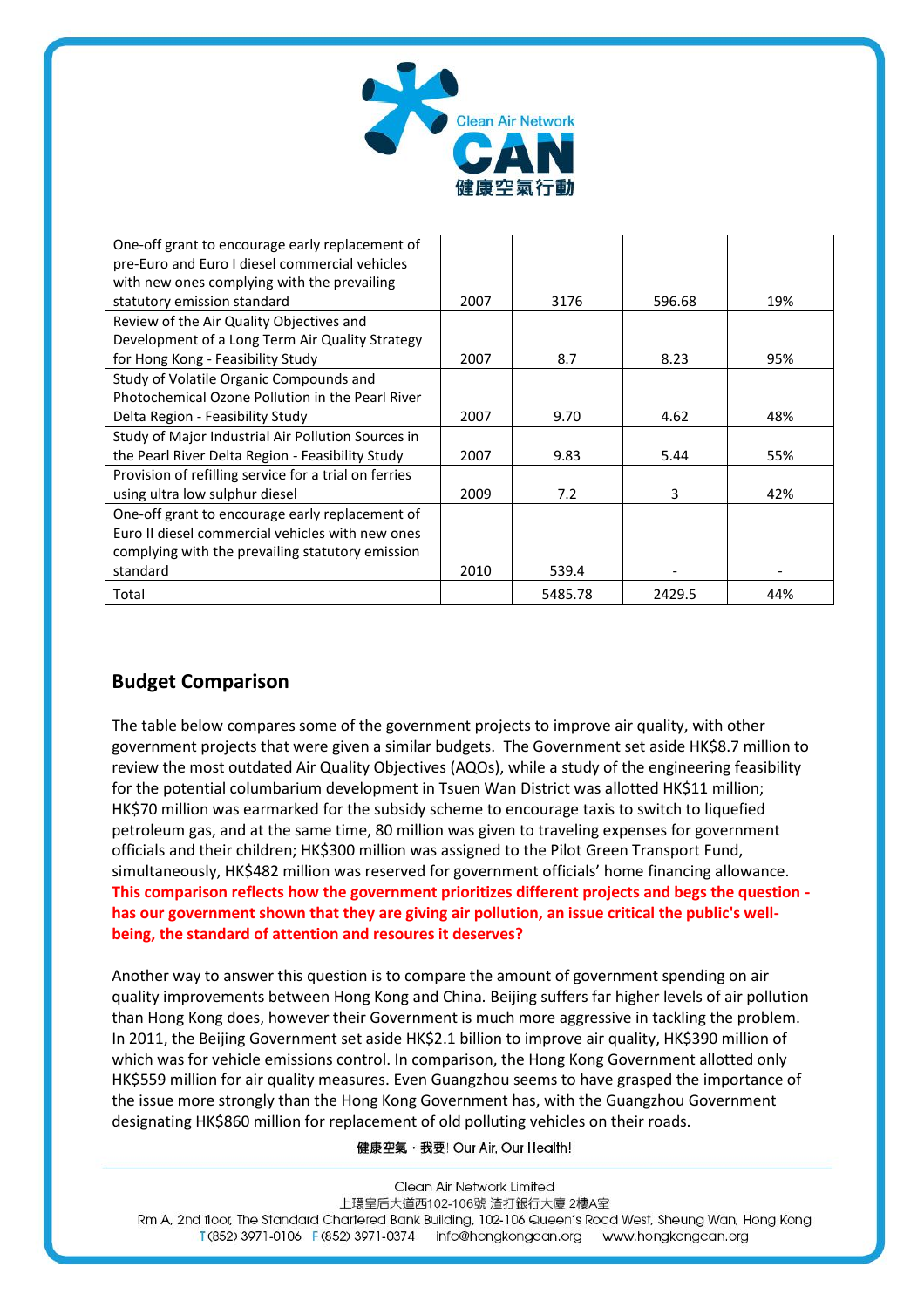| One-off grant to encourage early replacement of pre-Euro and Euro I diesel commercial vehicles with new ones complying with the prevailing statutory emission standard | 2007 | 3176 | 596.68 | 19% |
|---|---|---|---|---|
| Review of the Air Quality Objectives and Development of a Long Term Air Quality Strategy for Hong Kong - Feasibility Study | 2007 | 8.7 | 8.23 | 95% |
| Study of Volatile Organic Compounds and Photochemical Ozone Pollution in the Pearl River Delta Region - Feasibility Study | 2007 | 9.70 | 4.62 | 48% |
| Study of Major Industrial Air Pollution Sources in the Pearl River Delta Region - Feasibility Study | 2007 | 9.83 | 5.44 | 55% |
| Provision of refilling service for a trial on ferries using ultra low sulphur diesel | 2009 | 7.2 | 3 | 42% |
| One-off grant to encourage early replacement of Euro II diesel commercial vehicles with new ones complying with the prevailing statutory emission standard | 2010 | 539.4 | - | - |
| Total | | 5485.78 | 2429.5 | 44% |

## Budget Comparison

The table below compares some of the government projects to improve air quality, with other government projects that were given a similar budgets. The Government set aside HK$8.7 million to review the most outdated Air Quality Objectives (AQOs), while a study of the engineering feasibility for the potential columbarium development in Tsuen Wan District was allotted HK$11 million; HK$70 million was earmarked for the subsidy scheme to encourage taxis to switch to liquefied petroleum gas, and at the same time, 80 million was given to traveling expenses for government officials and their children; HK$300 million was assigned to the Pilot Green Transport Fund, simultaneously, HK$482 million was reserved for government officials' home financing allowance. **This comparison reflects how the government prioritizes different projects and begs the question - has our government shown that they are giving air pollution, an issue critical the public's well-being, the standard of attention and resoures it deserves?**

Another way to answer this question is to compare the amount of government spending on air quality improvements between Hong Kong and China. Beijing suffers far higher levels of air pollution than Hong Kong does, however their Government is much more aggressive in tackling the problem. In 2011, the Beijing Government set aside HK$2.1 billion to improve air quality, HK$390 million of which was for vehicle emissions control. In comparison, the Hong Kong Government allotted only HK$559 million for air quality measures. Even Guangzhou seems to have grasped the importance of the issue more strongly than the Hong Kong Government has, with the Guangzhou Government designating HK$860 million for replacement of old polluting vehicles on their roads.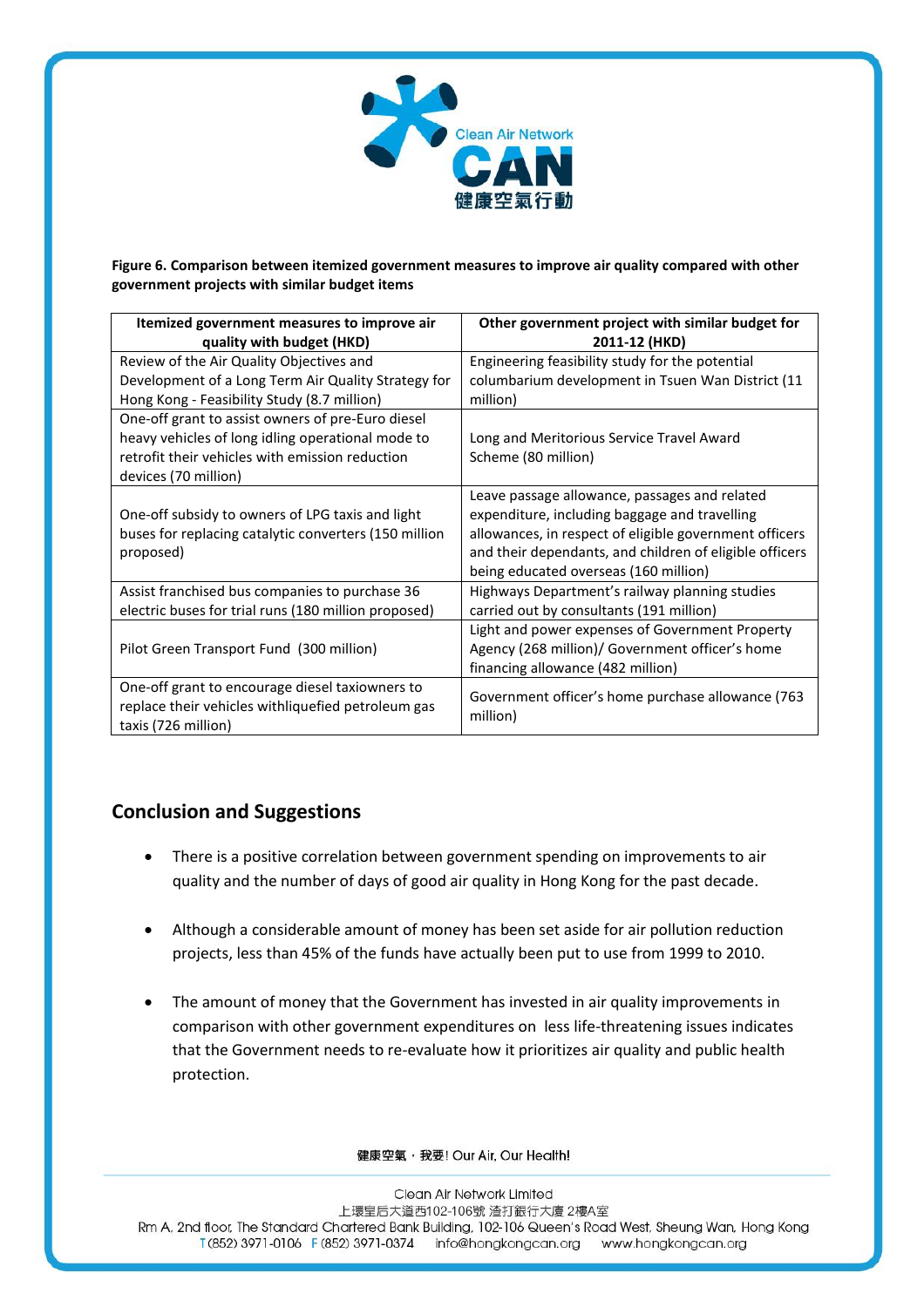**Figure 6. Comparison between itemized government measures to improve air quality compared with other government projects with similar budget items**

| Itemized government measures to improve air quality with budget (HKD) | Other government project with similar budget for 2011-12 (HKD) |
|---|---|
| Review of the Air Quality Objectives and Development of a Long Term Air Quality Strategy for Hong Kong - Feasibility Study (8.7 million) | Engineering feasibility study for the potential columbarium development in Tsuen Wan District (11 million) |
| One-off grant to assist owners of pre-Euro diesel heavy vehicles of long idling operational mode to retrofit their vehicles with emission reduction devices (70 million) | Long and Meritorious Service Travel Award Scheme (80 million) |
| One-off subsidy to owners of LPG taxis and light buses for replacing catalytic converters (150 million proposed) | Leave passage allowance, passages and related expenditure, including baggage and travelling allowances, in respect of eligible government officers and their dependants, and children of eligible officers being educated overseas (160 million) |
| Assist franchised bus companies to purchase 36 electric buses for trial runs (180 million proposed) | Highways Department's railway planning studies carried out by consultants (191 million) |
| Pilot Green Transport Fund (300 million) | Light and power expenses of Government Property Agency (268 million)/ Government officer's home financing allowance (482 million) |
| One-off grant to encourage diesel taxiowners to replace their vehicles withliquefied petroleum gas taxis (726 million) | Government officer's home purchase allowance (763 million) |

## Conclusion and Suggestions

- There is a positive correlation between government spending on improvements to air quality and the number of days of good air quality in Hong Kong for the past decade.
- Although a considerable amount of money has been set aside for air pollution reduction projects, less than 45% of the funds have actually been put to use from 1999 to 2010.
- The amount of money that the Government has invested in air quality improvements in comparison with other government expenditures on less life-threatening issues indicates that the Government needs to re-evaluate how it prioritizes air quality and public health protection.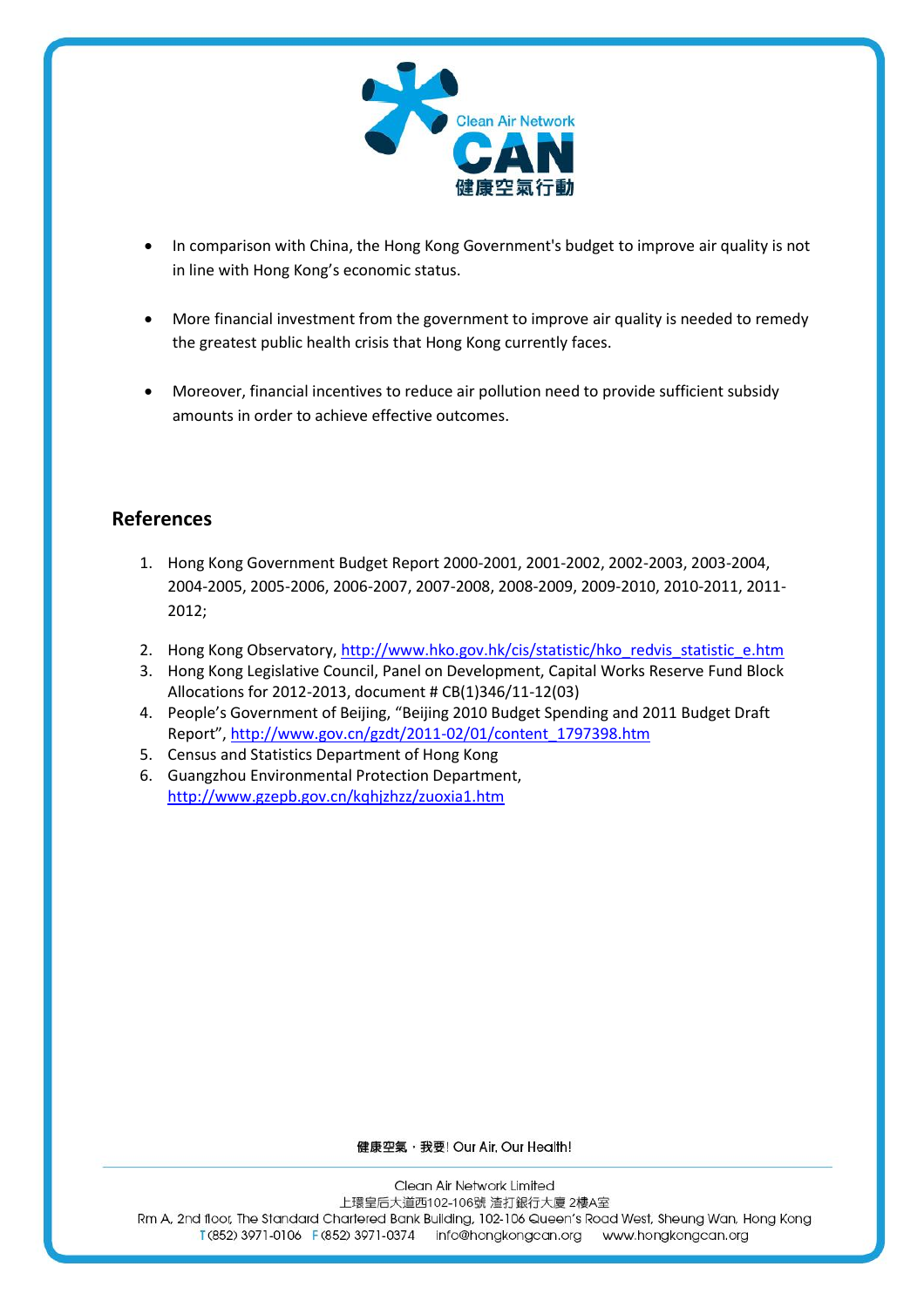- In comparison with China, the Hong Kong Government's budget to improve air quality is not in line with Hong Kong's economic status.
- More financial investment from the government to improve air quality is needed to remedy the greatest public health crisis that Hong Kong currently faces.
- Moreover, financial incentives to reduce air pollution need to provide sufficient subsidy amounts in order to achieve effective outcomes.

## References

1. Hong Kong Government Budget Report 2000-2001, 2001-2002, 2002-2003, 2003-2004, 2004-2005, 2005-2006, 2006-2007, 2007-2008, 2008-2009, 2009-2010, 2010-2011, 2011-2012;
2. Hong Kong Observatory, http://www.hko.gov.hk/cis/statistic/hko_redvis_statistic_e.htm
3. Hong Kong Legislative Council, Panel on Development, Capital Works Reserve Fund Block Allocations for 2012-2013, document # CB(1)346/11-12(03)
4. People's Government of Beijing, "Beijing 2010 Budget Spending and 2011 Budget Draft Report", http://www.gov.cn/gzdt/2011-02/01/content_1797398.htm
5. Census and Statistics Department of Hong Kong
6. Guangzhou Environmental Protection Department, http://www.gzepb.gov.cn/kqhjzhzz/zuoxia1.htm